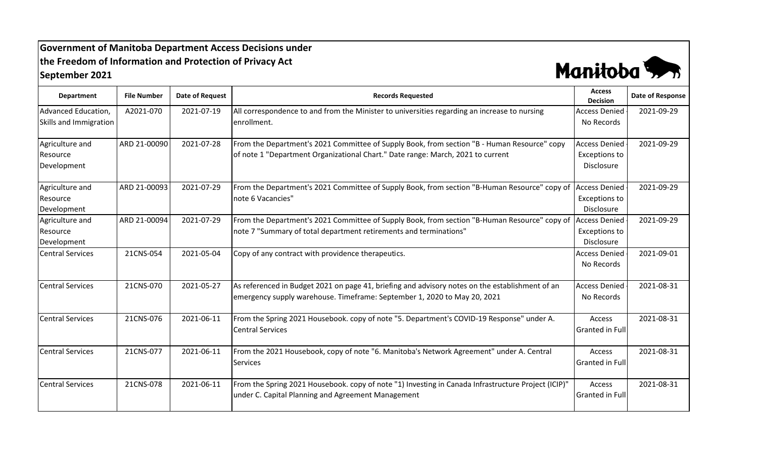**Government of Manitoba Department Access Decisions under the Freedom of Information and Protection of Privacy Act September 2021**

| Department | File Number | Date of Request | Records Requested | Access Decision | Date of Response |
|---|---|---|---|---|---|
| Advanced Education, Skills and Immigration | A2021-070 | 2021-07-19 | All correspondence to and from the Minister to universities regarding an increase to nursing enrollment. | Access Denied - No Records | 2021-09-29 |
| Agriculture and Resource Development | ARD 21-00090 | 2021-07-28 | From the Department's 2021 Committee of Supply Book, from section "B - Human Resource" copy of note 1 "Department Organizational Chart." Date range: March, 2021 to current | Access Denied - Exceptions to Disclosure | 2021-09-29 |
| Agriculture and Resource Development | ARD 21-00093 | 2021-07-29 | From the Department's 2021 Committee of Supply Book, from section "B-Human Resource" copy of note 6 Vacancies" | Access Denied - Exceptions to Disclosure | 2021-09-29 |
| Agriculture and Resource Development | ARD 21-00094 | 2021-07-29 | From the Department's 2021 Committee of Supply Book, from section "B-Human Resource" copy of note 7 "Summary of total department retirements and terminations" | Access Denied - Exceptions to Disclosure | 2021-09-29 |
| Central Services | 21CNS-054 | 2021-05-04 | Copy of any contract with providence therapeutics. | Access Denied - No Records | 2021-09-01 |
| Central Services | 21CNS-070 | 2021-05-27 | As referenced in Budget 2021 on page 41, briefing and advisory notes on the establishment of an emergency supply warehouse. Timeframe: September 1, 2020 to May 20, 2021 | Access Denied - No Records | 2021-08-31 |
| Central Services | 21CNS-076 | 2021-06-11 | From the Spring 2021 Housebook. copy of note "5. Department's COVID-19 Response" under A. Central Services | Access Granted in Full | 2021-08-31 |
| Central Services | 21CNS-077 | 2021-06-11 | From the 2021 Housebook, copy of note "6. Manitoba's Network Agreement" under A. Central Services | Access Granted in Full | 2021-08-31 |
| Central Services | 21CNS-078 | 2021-06-11 | From the Spring 2021 Housebook. copy of note "1) Investing in Canada Infrastructure Project (ICIP)" under C. Capital Planning and Agreement Management | Access Granted in Full | 2021-08-31 |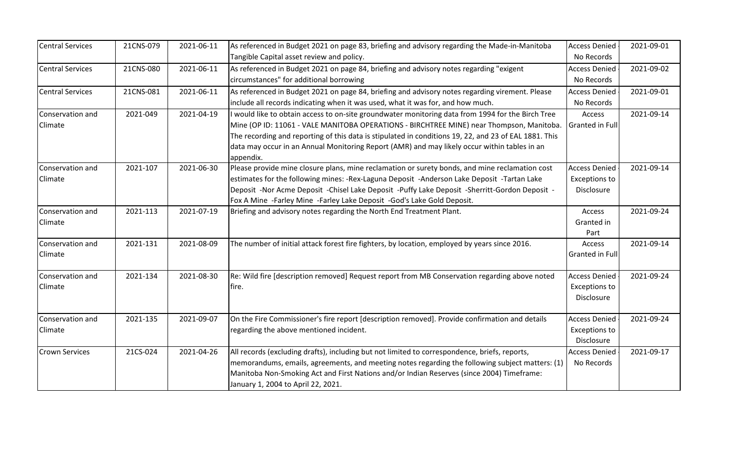| Central Services | 21CNS-079 | 2021-06-11 | As referenced in Budget 2021 on page 83, briefing and advisory regarding the Made-in-Manitoba Tangible Capital asset review and policy. | Access Denied - No Records | 2021-09-01 |
|---|---|---|---|---|---|
| Central Services | 21CNS-080 | 2021-06-11 | As referenced in Budget 2021 on page 84, briefing and advisory notes regarding "exigent circumstances" for additional borrowing | Access Denied - No Records | 2021-09-02 |
| Central Services | 21CNS-081 | 2021-06-11 | As referenced in Budget 2021 on page 84, briefing and advisory notes regarding virement. Please include all records indicating when it was used, what it was for, and how much. | Access Denied - No Records | 2021-09-01 |
| Conservation and Climate | 2021-049 | 2021-04-19 | I would like to obtain access to on-site groundwater monitoring data from 1994 for the Birch Tree Mine (OP ID: 11061 - VALE MANITOBA OPERATIONS - BIRCHTREE MINE) near Thompson, Manitoba. The recording and reporting of this data is stipulated in conditions 19, 22, and 23 of EAL 1881. This data may occur in an Annual Monitoring Report (AMR) and may likely occur within tables in an appendix. | Access Granted in Full | 2021-09-14 |
| Conservation and Climate | 2021-107 | 2021-06-30 | Please provide mine closure plans, mine reclamation or surety bonds, and mine reclamation cost estimates for the following mines: -Rex-Laguna Deposit -Anderson Lake Deposit -Tartan Lake Deposit -Nor Acme Deposit -Chisel Lake Deposit -Puffy Lake Deposit -Sherritt-Gordon Deposit -Fox A Mine -Farley Mine -Farley Lake Deposit -God's Lake Gold Deposit. | Access Denied - Exceptions to Disclosure | 2021-09-14 |
| Conservation and Climate | 2021-113 | 2021-07-19 | Briefing and advisory notes regarding the North End Treatment Plant. | Access Granted in Part | 2021-09-24 |
| Conservation and Climate | 2021-131 | 2021-08-09 | The number of initial attack forest fire fighters, by location, employed by years since 2016. | Access Granted in Full | 2021-09-14 |
| Conservation and Climate | 2021-134 | 2021-08-30 | Re: Wild fire [description removed] Request report from MB Conservation regarding above noted fire. | Access Denied - Exceptions to Disclosure | 2021-09-24 |
| Conservation and Climate | 2021-135 | 2021-09-07 | On the Fire Commissioner's fire report [description removed]. Provide confirmation and details regarding the above mentioned incident. | Access Denied - Exceptions to Disclosure | 2021-09-24 |
| Crown Services | 21CS-024 | 2021-04-26 | All records (excluding drafts), including but not limited to correspondence, briefs, reports, memorandums, emails, agreements, and meeting notes regarding the following subject matters: (1) Manitoba Non-Smoking Act and First Nations and/or Indian Reserves (since 2004) Timeframe: January 1, 2004 to April 22, 2021. | Access Denied - No Records | 2021-09-17 |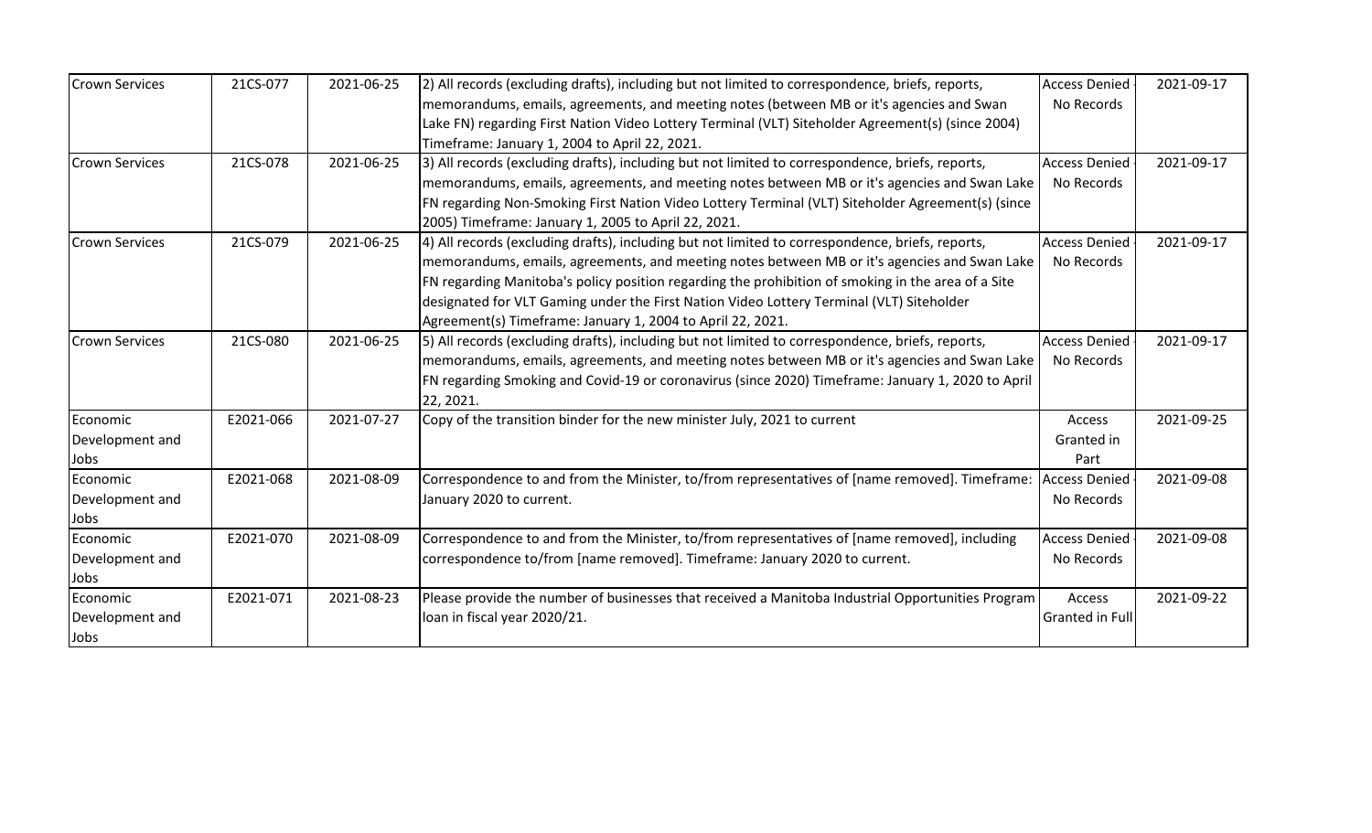| Crown Services | 21CS-077 | 2021-06-25 | 2) All records (excluding drafts), including but not limited to correspondence, briefs, reports, memorandums, emails, agreements, and meeting notes (between MB or it's agencies and Swan Lake FN) regarding First Nation Video Lottery Terminal (VLT) Siteholder Agreement(s) (since 2004) Timeframe: January 1, 2004 to April 22, 2021. | Access Denied - No Records | 2021-09-17 |
|---|---|---|---|---|---|
| Crown Services | 21CS-078 | 2021-06-25 | 3) All records (excluding drafts), including but not limited to correspondence, briefs, reports, memorandums, emails, agreements, and meeting notes between MB or it's agencies and Swan Lake FN regarding Non-Smoking First Nation Video Lottery Terminal (VLT) Siteholder Agreement(s) (since 2005) Timeframe: January 1, 2005 to April 22, 2021. | Access Denied - No Records | 2021-09-17 |
| Crown Services | 21CS-079 | 2021-06-25 | 4) All records (excluding drafts), including but not limited to correspondence, briefs, reports, memorandums, emails, agreements, and meeting notes between MB or it's agencies and Swan Lake FN regarding Manitoba's policy position regarding the prohibition of smoking in the area of a Site designated for VLT Gaming under the First Nation Video Lottery Terminal (VLT) Siteholder Agreement(s) Timeframe: January 1, 2004 to April 22, 2021. | Access Denied - No Records | 2021-09-17 |
| Crown Services | 21CS-080 | 2021-06-25 | 5) All records (excluding drafts), including but not limited to correspondence, briefs, reports, memorandums, emails, agreements, and meeting notes between MB or it's agencies and Swan Lake FN regarding Smoking and Covid-19 or coronavirus (since 2020) Timeframe: January 1, 2020 to April 22, 2021. | Access Denied - No Records | 2021-09-17 |
| Economic Development and Jobs | E2021-066 | 2021-07-27 | Copy of the transition binder for the new minister July, 2021 to current | Access Granted in Part | 2021-09-25 |
| Economic Development and Jobs | E2021-068 | 2021-08-09 | Correspondence to and from the Minister, to/from representatives of [name removed]. Timeframe: January 2020 to current. | Access Denied - No Records | 2021-09-08 |
| Economic Development and Jobs | E2021-070 | 2021-08-09 | Correspondence to and from the Minister, to/from representatives of [name removed], including correspondence to/from [name removed]. Timeframe: January 2020 to current. | Access Denied - No Records | 2021-09-08 |
| Economic Development and Jobs | E2021-071 | 2021-08-23 | Please provide the number of businesses that received a Manitoba Industrial Opportunities Program loan in fiscal year 2020/21. | Access Granted in Full | 2021-09-22 |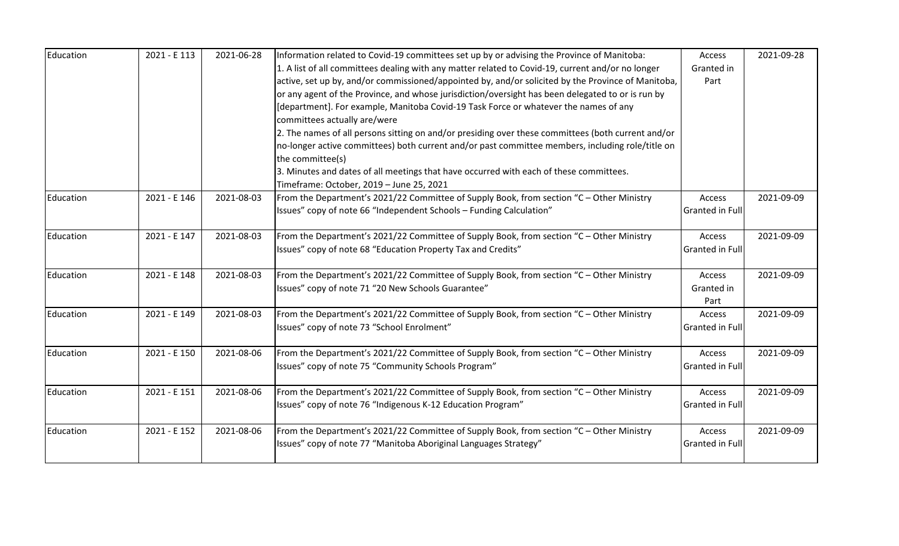| Education | 2021 - E 113 | 2021-06-28 | Information related to Covid-19 committees set up by or advising the Province of Manitoba:<br>1. A list of all committees dealing with any matter related to Covid-19, current and/or no longer active, set up by, and/or commissioned/appointed by, and/or solicited by the Province of Manitoba, or any agent of the Province, and whose jurisdiction/oversight has been delegated to or is run by [department]. For example, Manitoba Covid-19 Task Force or whatever the names of any committees actually are/were<br>2. The names of all persons sitting on and/or presiding over these committees (both current and/or no-longer active committees) both current and/or past committee members, including role/title on the committee(s)<br>3. Minutes and dates of all meetings that have occurred with each of these committees.<br>Timeframe: October, 2019 – June 25, 2021 | Access Granted in Part | 2021-09-28 |
|---|---|---|---|---|---|
| Education | 2021 - E 146 | 2021-08-03 | From the Department's 2021/22 Committee of Supply Book, from section "C – Other Ministry Issues" copy of note 66 "Independent Schools – Funding Calculation" | Access Granted in Full | 2021-09-09 |
| Education | 2021 - E 147 | 2021-08-03 | From the Department's 2021/22 Committee of Supply Book, from section "C – Other Ministry Issues" copy of note 68 "Education Property Tax and Credits" | Access Granted in Full | 2021-09-09 |
| Education | 2021 - E 148 | 2021-08-03 | From the Department's 2021/22 Committee of Supply Book, from section "C – Other Ministry Issues" copy of note 71 "20 New Schools Guarantee" | Access Granted in Part | 2021-09-09 |
| Education | 2021 - E 149 | 2021-08-03 | From the Department's 2021/22 Committee of Supply Book, from section "C – Other Ministry Issues" copy of note 73 "School Enrolment" | Access Granted in Full | 2021-09-09 |
| Education | 2021 - E 150 | 2021-08-06 | From the Department's 2021/22 Committee of Supply Book, from section "C – Other Ministry Issues" copy of note 75 "Community Schools Program" | Access Granted in Full | 2021-09-09 |
| Education | 2021 - E 151 | 2021-08-06 | From the Department's 2021/22 Committee of Supply Book, from section "C – Other Ministry Issues" copy of note 76 "Indigenous K-12 Education Program" | Access Granted in Full | 2021-09-09 |
| Education | 2021 - E 152 | 2021-08-06 | From the Department's 2021/22 Committee of Supply Book, from section "C – Other Ministry Issues" copy of note 77 "Manitoba Aboriginal Languages Strategy" | Access Granted in Full | 2021-09-09 |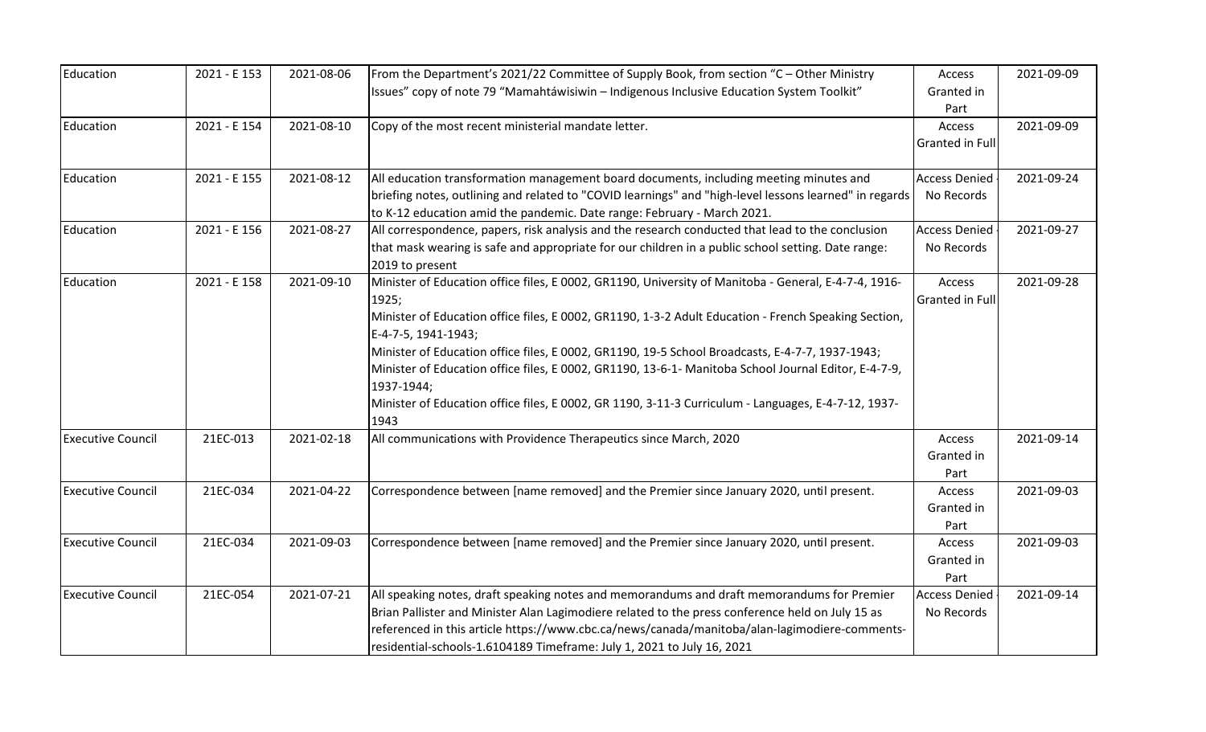| Education | 2021 - E 153 | 2021-08-06 | From the Department's 2021/22 Committee of Supply Book, from section "C – Other Ministry Issues" copy of note 79 "Mamahtáwisiwin – Indigenous Inclusive Education System Toolkit" | Access Granted in Part | 2021-09-09 |
|---|---|---|---|---|---|
| Education | 2021 - E 154 | 2021-08-10 | Copy of the most recent ministerial mandate letter. | Access Granted in Full | 2021-09-09 |
| Education | 2021 - E 155 | 2021-08-12 | All education transformation management board documents, including meeting minutes and briefing notes, outlining and related to "COVID learnings" and "high-level lessons learned" in regards to K-12 education amid the pandemic. Date range: February - March 2021. | Access Denied - No Records | 2021-09-24 |
| Education | 2021 - E 156 | 2021-08-27 | All correspondence, papers, risk analysis and the research conducted that lead to the conclusion that mask wearing is safe and appropriate for our children in a public school setting. Date range: 2019 to present | Access Denied - No Records | 2021-09-27 |
| Education | 2021 - E 158 | 2021-09-10 | Minister of Education office files, E 0002, GR1190, University of Manitoba - General, E-4-7-4, 1916-1925;<br>Minister of Education office files, E 0002, GR1190, 1-3-2 Adult Education - French Speaking Section, E-4-7-5, 1941-1943;<br>Minister of Education office files, E 0002, GR1190, 19-5 School Broadcasts, E-4-7-7, 1937-1943;<br>Minister of Education office files, E 0002, GR1190, 13-6-1- Manitoba School Journal Editor, E-4-7-9, 1937-1944;<br>Minister of Education office files, E 0002, GR 1190, 3-11-3 Curriculum - Languages, E-4-7-12, 1937-1943 | Access Granted in Full | 2021-09-28 |
| Executive Council | 21EC-013 | 2021-02-18 | All communications with Providence Therapeutics since March, 2020 | Access Granted in Part | 2021-09-14 |
| Executive Council | 21EC-034 | 2021-04-22 | Correspondence between [name removed] and the Premier since January 2020, until present. | Access Granted in Part | 2021-09-03 |
| Executive Council | 21EC-034 | 2021-09-03 | Correspondence between [name removed] and the Premier since January 2020, until present. | Access Granted in Part | 2021-09-03 |
| Executive Council | 21EC-054 | 2021-07-21 | All speaking notes, draft speaking notes and memorandums and draft memorandums for Premier Brian Pallister and Minister Alan Lagimodiere related to the press conference held on July 15 as referenced in this article https://www.cbc.ca/news/canada/manitoba/alan-lagimodiere-comments-residential-schools-1.6104189 Timeframe: July 1, 2021 to July 16, 2021 | Access Denied - No Records | 2021-09-14 |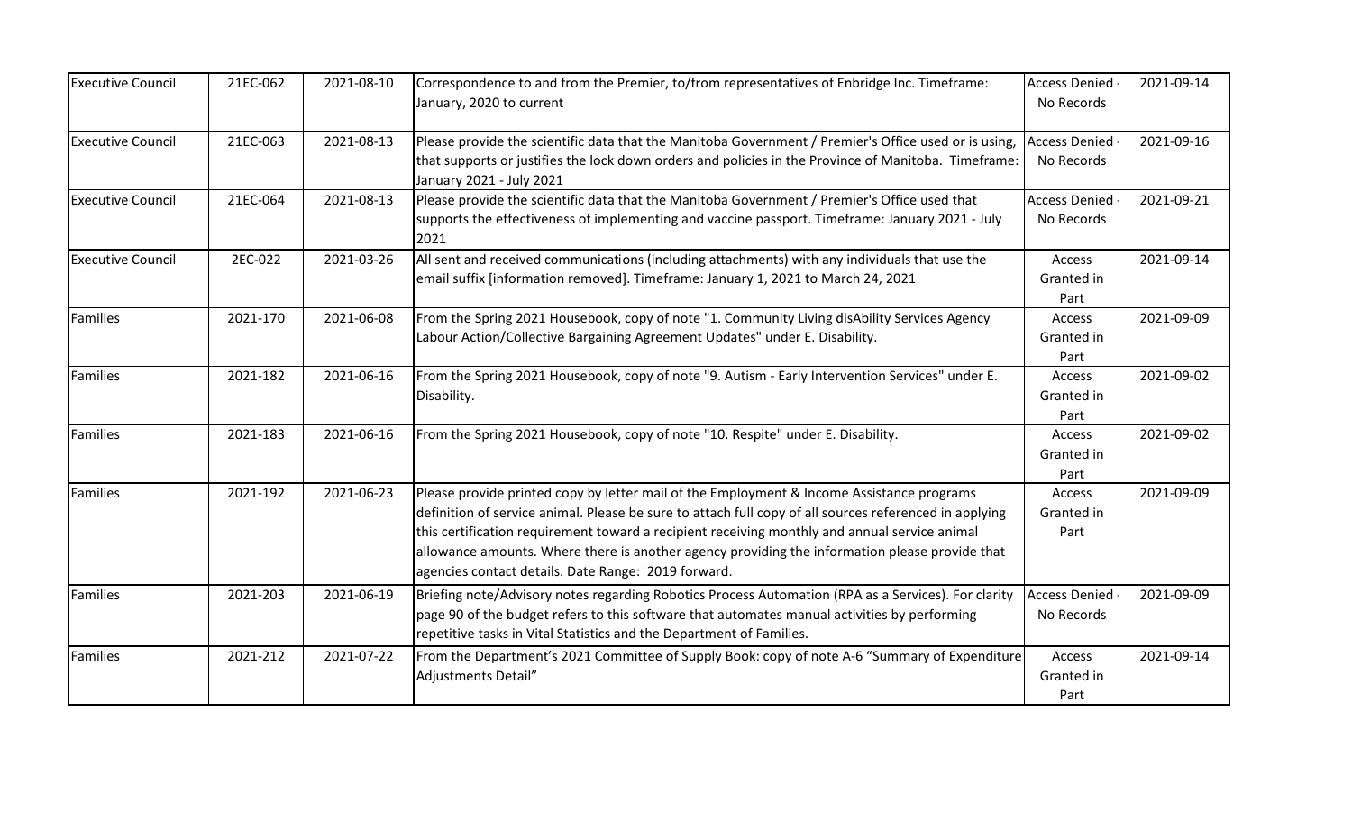| Executive Council | 21EC-062 | 2021-08-10 | Correspondence to and from the Premier, to/from representatives of Enbridge Inc. Timeframe: January, 2020 to current | Access Denied - No Records | 2021-09-14 |
|---|---|---|---|---|---|
| Executive Council | 21EC-063 | 2021-08-13 | Please provide the scientific data that the Manitoba Government / Premier's Office used or is using, that supports or justifies the lock down orders and policies in the Province of Manitoba. Timeframe: January 2021 - July 2021 | Access Denied - No Records | 2021-09-16 |
| Executive Council | 21EC-064 | 2021-08-13 | Please provide the scientific data that the Manitoba Government / Premier's Office used that supports the effectiveness of implementing and vaccine passport. Timeframe: January 2021 - July 2021 | Access Denied - No Records | 2021-09-21 |
| Executive Council | 2EC-022 | 2021-03-26 | All sent and received communications (including attachments) with any individuals that use the email suffix [information removed]. Timeframe: January 1, 2021 to March 24, 2021 | Access Granted in Part | 2021-09-14 |
| Families | 2021-170 | 2021-06-08 | From the Spring 2021 Housebook, copy of note "1. Community Living disAbility Services Agency Labour Action/Collective Bargaining Agreement Updates" under E. Disability. | Access Granted in Part | 2021-09-09 |
| Families | 2021-182 | 2021-06-16 | From the Spring 2021 Housebook, copy of note "9. Autism - Early Intervention Services" under E. Disability. | Access Granted in Part | 2021-09-02 |
| Families | 2021-183 | 2021-06-16 | From the Spring 2021 Housebook, copy of note "10. Respite" under E. Disability. | Access Granted in Part | 2021-09-02 |
| Families | 2021-192 | 2021-06-23 | Please provide printed copy by letter mail of the Employment & Income Assistance programs definition of service animal. Please be sure to attach full copy of all sources referenced in applying this certification requirement toward a recipient receiving monthly and annual service animal allowance amounts. Where there is another agency providing the information please provide that agencies contact details. Date Range: 2019 forward. | Access Granted in Part | 2021-09-09 |
| Families | 2021-203 | 2021-06-19 | Briefing note/Advisory notes regarding Robotics Process Automation (RPA as a Services). For clarity page 90 of the budget refers to this software that automates manual activities by performing repetitive tasks in Vital Statistics and the Department of Families. | Access Denied - No Records | 2021-09-09 |
| Families | 2021-212 | 2021-07-22 | From the Department's 2021 Committee of Supply Book: copy of note A-6 "Summary of Expenditure Adjustments Detail" | Access Granted in Part | 2021-09-14 |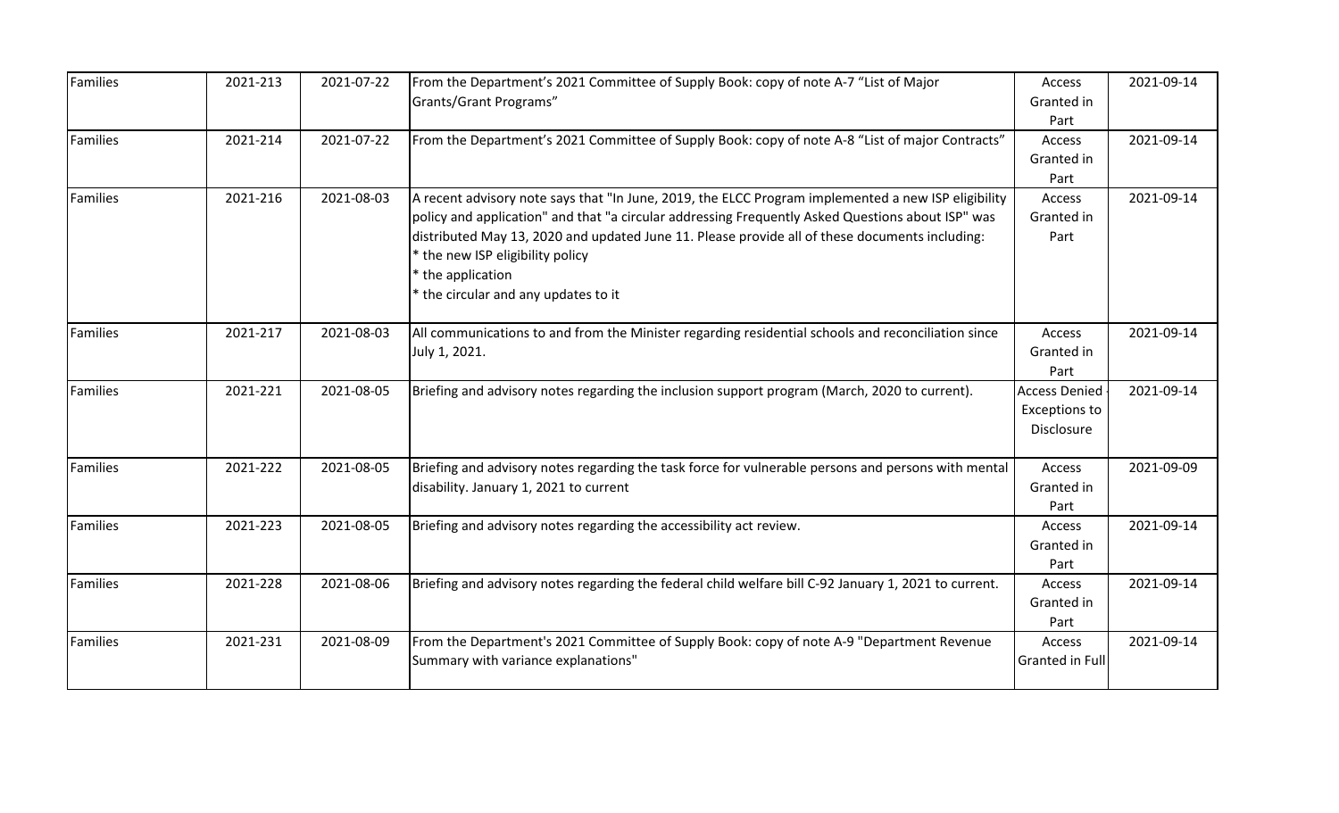| Families | 2021-213 | 2021-07-22 | From the Department's 2021 Committee of Supply Book: copy of note A-7 "List of Major Grants/Grant Programs" | Access Granted in Part | 2021-09-14 |
|---|---|---|---|---|---|
| Families | 2021-214 | 2021-07-22 | From the Department's 2021 Committee of Supply Book: copy of note A-8 "List of major Contracts" | Access Granted in Part | 2021-09-14 |
| Families | 2021-216 | 2021-08-03 | A recent advisory note says that "In June, 2019, the ELCC Program implemented a new ISP eligibility policy and application" and that "a circular addressing Frequently Asked Questions about ISP" was distributed May 13, 2020 and updated June 11. Please provide all of these documents including:<br>* the new ISP eligibility policy<br>* the application<br>* the circular and any updates to it | Access Granted in Part | 2021-09-14 |
| Families | 2021-217 | 2021-08-03 | All communications to and from the Minister regarding residential schools and reconciliation since July 1, 2021. | Access Granted in Part | 2021-09-14 |
| Families | 2021-221 | 2021-08-05 | Briefing and advisory notes regarding the inclusion support program (March, 2020 to current). | Access Denied - Exceptions to Disclosure | 2021-09-14 |
| Families | 2021-222 | 2021-08-05 | Briefing and advisory notes regarding the task force for vulnerable persons and persons with mental disability. January 1, 2021 to current | Access Granted in Part | 2021-09-09 |
| Families | 2021-223 | 2021-08-05 | Briefing and advisory notes regarding the accessibility act review. | Access Granted in Part | 2021-09-14 |
| Families | 2021-228 | 2021-08-06 | Briefing and advisory notes regarding the federal child welfare bill C-92 January 1, 2021 to current. | Access Granted in Part | 2021-09-14 |
| Families | 2021-231 | 2021-08-09 | From the Department's 2021 Committee of Supply Book: copy of note A-9 "Department Revenue Summary with variance explanations" | Access Granted in Full | 2021-09-14 |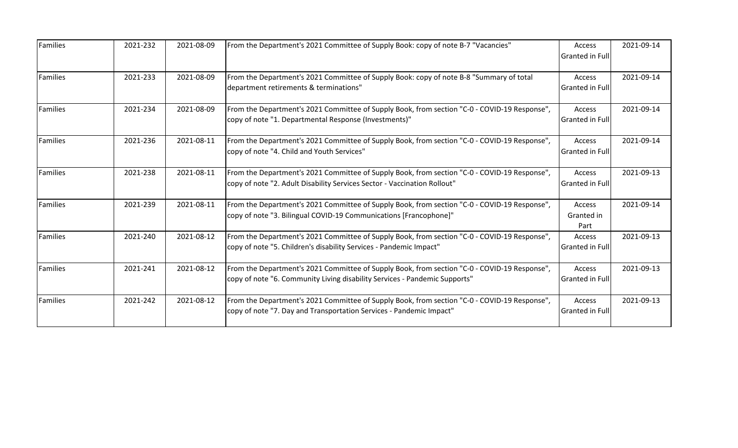| | | | | | |
|---|---|---|---|---|---|
| Families | 2021-232 | 2021-08-09 | From the Department's 2021 Committee of Supply Book: copy of note B-7 "Vacancies" | Access Granted in Full | 2021-09-14 |
| Families | 2021-233 | 2021-08-09 | From the Department's 2021 Committee of Supply Book: copy of note B-8 "Summary of total department retirements & terminations" | Access Granted in Full | 2021-09-14 |
| Families | 2021-234 | 2021-08-09 | From the Department's 2021 Committee of Supply Book, from section "C-0 - COVID-19 Response", copy of note "1. Departmental Response (Investments)" | Access Granted in Full | 2021-09-14 |
| Families | 2021-236 | 2021-08-11 | From the Department's 2021 Committee of Supply Book, from section "C-0 - COVID-19 Response", copy of note "4. Child and Youth Services" | Access Granted in Full | 2021-09-14 |
| Families | 2021-238 | 2021-08-11 | From the Department's 2021 Committee of Supply Book, from section "C-0 - COVID-19 Response", copy of note "2. Adult Disability Services Sector - Vaccination Rollout" | Access Granted in Full | 2021-09-13 |
| Families | 2021-239 | 2021-08-11 | From the Department's 2021 Committee of Supply Book, from section "C-0 - COVID-19 Response", copy of note "3. Bilingual COVID-19 Communications [Francophone]" | Access Granted in Part | 2021-09-14 |
| Families | 2021-240 | 2021-08-12 | From the Department's 2021 Committee of Supply Book, from section "C-0 - COVID-19 Response", copy of note "5. Children's disability Services - Pandemic Impact" | Access Granted in Full | 2021-09-13 |
| Families | 2021-241 | 2021-08-12 | From the Department's 2021 Committee of Supply Book, from section "C-0 - COVID-19 Response", copy of note "6. Community Living disability Services - Pandemic Supports" | Access Granted in Full | 2021-09-13 |
| Families | 2021-242 | 2021-08-12 | From the Department's 2021 Committee of Supply Book, from section "C-0 - COVID-19 Response", copy of note "7. Day and Transportation Services - Pandemic Impact" | Access Granted in Full | 2021-09-13 |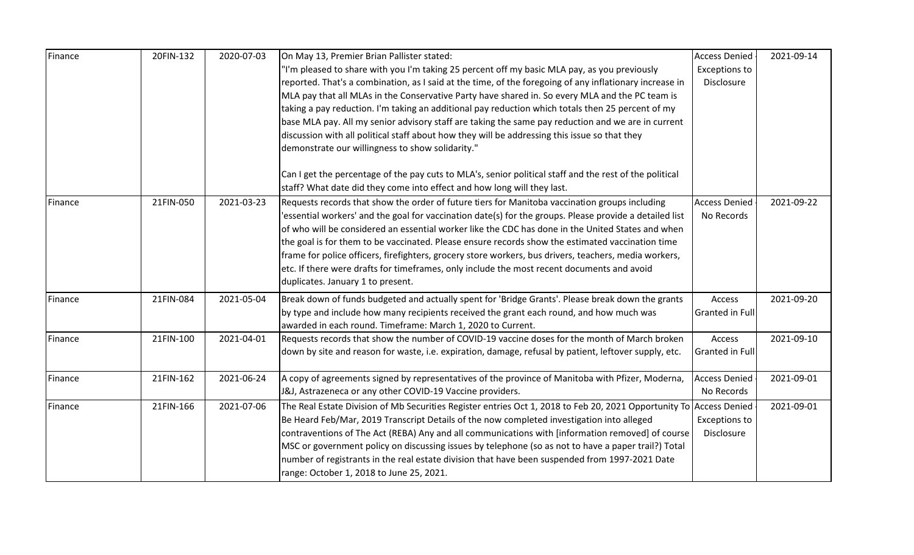| Finance | 20FIN-132 | 2020-07-03 | On May 13, Premier Brian Pallister stated: "I'm pleased to share with you I'm taking 25 percent off my basic MLA pay, as you previously reported. That's a combination, as I said at the time, of the foregoing of any inflationary increase in MLA pay that all MLAs in the Conservative Party have shared in. So every MLA and the PC team is taking a pay reduction. I'm taking an additional pay reduction which totals then 25 percent of my base MLA pay. All my senior advisory staff are taking the same pay reduction and we are in current discussion with all political staff about how they will be addressing this issue so that they demonstrate our willingness to show solidarity."<br><br>Can I get the percentage of the pay cuts to MLA's, senior political staff and the rest of the political staff? What date did they come into effect and how long will they last. | Access Denied - Exceptions to Disclosure | 2021-09-14 |
|---|---|---|---|---|---|
| Finance | 21FIN-050 | 2021-03-23 | Requests records that show the order of future tiers for Manitoba vaccination groups including 'essential workers' and the goal for vaccination date(s) for the groups. Please provide a detailed list of who will be considered an essential worker like the CDC has done in the United States and when the goal is for them to be vaccinated. Please ensure records show the estimated vaccination time frame for police officers, firefighters, grocery store workers, bus drivers, teachers, media workers, etc. If there were drafts for timeframes, only include the most recent documents and avoid duplicates. January 1 to present. | Access Denied - No Records | 2021-09-22 |
| Finance | 21FIN-084 | 2021-05-04 | Break down of funds budgeted and actually spent for 'Bridge Grants'. Please break down the grants by type and include how many recipients received the grant each round, and how much was awarded in each round. Timeframe: March 1, 2020 to Current. | Access Granted in Full | 2021-09-20 |
| Finance | 21FIN-100 | 2021-04-01 | Requests records that show the number of COVID-19 vaccine doses for the month of March broken down by site and reason for waste, i.e. expiration, damage, refusal by patient, leftover supply, etc. | Access Granted in Full | 2021-09-10 |
| Finance | 21FIN-162 | 2021-06-24 | A copy of agreements signed by representatives of the province of Manitoba with Pfizer, Moderna, J&J, Astrazeneca or any other COVID-19 Vaccine providers. | Access Denied - No Records | 2021-09-01 |
| Finance | 21FIN-166 | 2021-07-06 | The Real Estate Division of Mb Securities Register entries Oct 1, 2018 to Feb 20, 2021 Opportunity To Be Heard Feb/Mar, 2019 Transcript Details of the now completed investigation into alleged contraventions of The Act (REBA) Any and all communications with [information removed] of course MSC or government policy on discussing issues by telephone (so as not to have a paper trail?) Total number of registrants in the real estate division that have been suspended from 1997-2021 Date range: October 1, 2018 to June 25, 2021. | Access Denied - Exceptions to Disclosure | 2021-09-01 |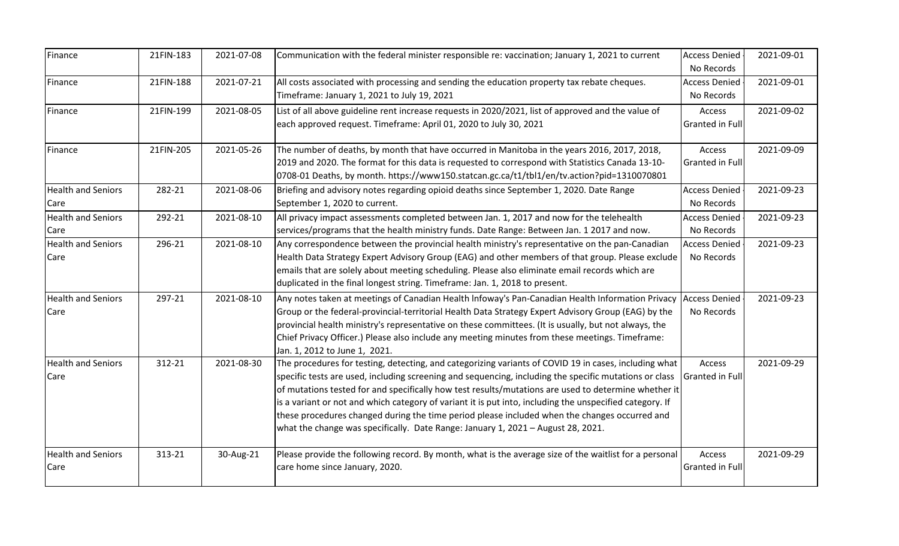| Finance | 21FIN-183 | 2021-07-08 | Communication with the federal minister responsible re: vaccination; January 1, 2021 to current | Access Denied - No Records | 2021-09-01 |
|---|---|---|---|---|---|
| Finance | 21FIN-188 | 2021-07-21 | All costs associated with processing and sending the education property tax rebate cheques. Timeframe: January 1, 2021 to July 19, 2021 | Access Denied - No Records | 2021-09-01 |
| Finance | 21FIN-199 | 2021-08-05 | List of all above guideline rent increase requests in 2020/2021, list of approved and the value of each approved request. Timeframe: April 01, 2020 to July 30, 2021 | Access Granted in Full | 2021-09-02 |
| Finance | 21FIN-205 | 2021-05-26 | The number of deaths, by month that have occurred in Manitoba in the years 2016, 2017, 2018, 2019 and 2020. The format for this data is requested to correspond with Statistics Canada 13-10-0708-01 Deaths, by month. https://www150.statcan.gc.ca/t1/tbl1/en/tv.action?pid=1310070801 | Access Granted in Full | 2021-09-09 |
| Health and Seniors Care | 282-21 | 2021-08-06 | Briefing and advisory notes regarding opioid deaths since September 1, 2020. Date Range September 1, 2020 to current. | Access Denied - No Records | 2021-09-23 |
| Health and Seniors Care | 292-21 | 2021-08-10 | All privacy impact assessments completed between Jan. 1, 2017 and now for the telehealth services/programs that the health ministry funds. Date Range: Between Jan. 1 2017 and now. | Access Denied - No Records | 2021-09-23 |
| Health and Seniors Care | 296-21 | 2021-08-10 | Any correspondence between the provincial health ministry's representative on the pan-Canadian Health Data Strategy Expert Advisory Group (EAG) and other members of that group. Please exclude emails that are solely about meeting scheduling. Please also eliminate email records which are duplicated in the final longest string. Timeframe: Jan. 1, 2018 to present. | Access Denied - No Records | 2021-09-23 |
| Health and Seniors Care | 297-21 | 2021-08-10 | Any notes taken at meetings of Canadian Health Infoway's Pan-Canadian Health Information Privacy Group or the federal-provincial-territorial Health Data Strategy Expert Advisory Group (EAG) by the provincial health ministry's representative on these committees. (It is usually, but not always, the Chief Privacy Officer.) Please also include any meeting minutes from these meetings. Timeframe: Jan. 1, 2012 to June 1, 2021. | Access Denied - No Records | 2021-09-23 |
| Health and Seniors Care | 312-21 | 2021-08-30 | The procedures for testing, detecting, and categorizing variants of COVID 19 in cases, including what specific tests are used, including screening and sequencing, including the specific mutations or class of mutations tested for and specifically how test results/mutations are used to determine whether it is a variant or not and which category of variant it is put into, including the unspecified category. If these procedures changed during the time period please included when the changes occurred and what the change was specifically. Date Range: January 1, 2021 – August 28, 2021. | Access Granted in Full | 2021-09-29 |
| Health and Seniors Care | 313-21 | 30-Aug-21 | Please provide the following record. By month, what is the average size of the waitlist for a personal care home since January, 2020. | Access Granted in Full | 2021-09-29 |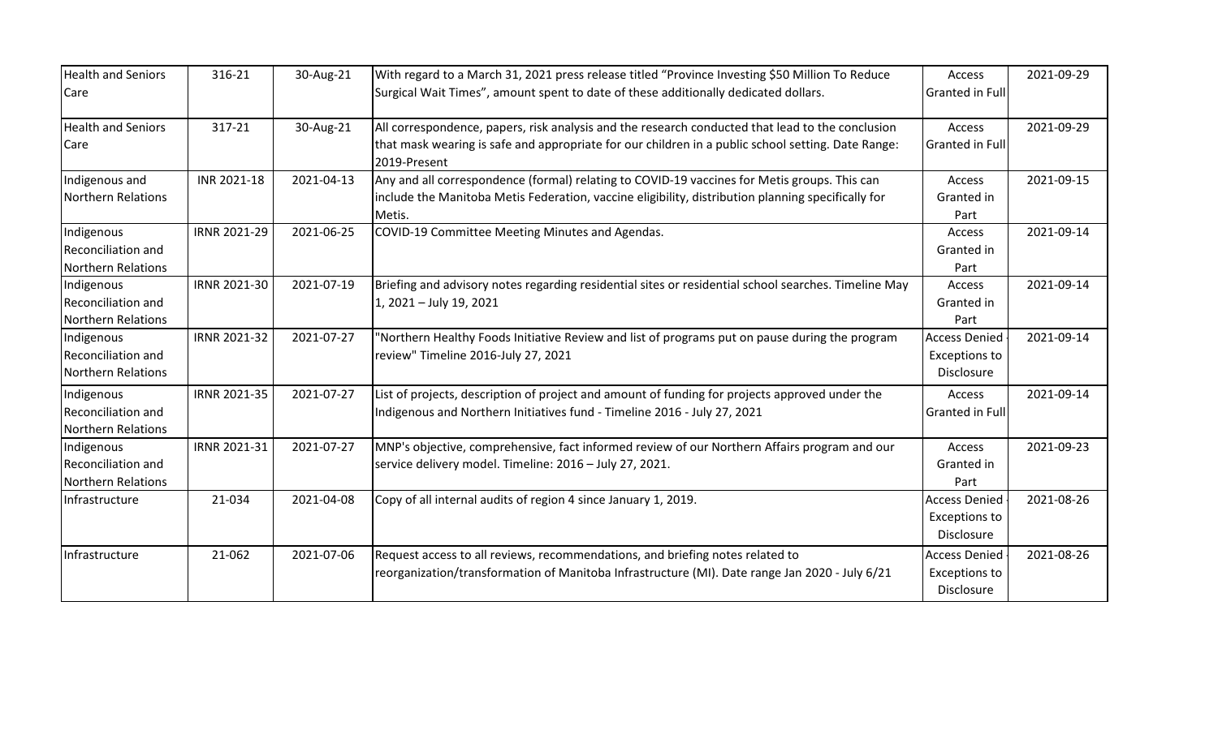| Health and Seniors Care | 316-21 | 30-Aug-21 | With regard to a March 31, 2021 press release titled "Province Investing $50 Million To Reduce Surgical Wait Times", amount spent to date of these additionally dedicated dollars. | Access Granted in Full | 2021-09-29 |
|---|---|---|---|---|---|
| Health and Seniors Care | 317-21 | 30-Aug-21 | All correspondence, papers, risk analysis and the research conducted that lead to the conclusion that mask wearing is safe and appropriate for our children in a public school setting. Date Range: 2019-Present | Access Granted in Full | 2021-09-29 |
| Indigenous and Northern Relations | INR 2021-18 | 2021-04-13 | Any and all correspondence (formal) relating to COVID-19 vaccines for Metis groups. This can include the Manitoba Metis Federation, vaccine eligibility, distribution planning specifically for Metis. | Access Granted in Part | 2021-09-15 |
| Indigenous Reconciliation and Northern Relations | IRNR 2021-29 | 2021-06-25 | COVID-19 Committee Meeting Minutes and Agendas. | Access Granted in Part | 2021-09-14 |
| Indigenous Reconciliation and Northern Relations | IRNR 2021-30 | 2021-07-19 | Briefing and advisory notes regarding residential sites or residential school searches. Timeline May 1, 2021 – July 19, 2021 | Access Granted in Part | 2021-09-14 |
| Indigenous Reconciliation and Northern Relations | IRNR 2021-32 | 2021-07-27 | "Northern Healthy Foods Initiative Review and list of programs put on pause during the program review" Timeline 2016-July 27, 2021 | Access Denied - Exceptions to Disclosure | 2021-09-14 |
| Indigenous Reconciliation and Northern Relations | IRNR 2021-35 | 2021-07-27 | List of projects, description of project and amount of funding for projects approved under the Indigenous and Northern Initiatives fund - Timeline 2016 - July 27, 2021 | Access Granted in Full | 2021-09-14 |
| Indigenous Reconciliation and Northern Relations | IRNR 2021-31 | 2021-07-27 | MNP's objective, comprehensive, fact informed review of our Northern Affairs program and our service delivery model. Timeline: 2016 – July 27, 2021. | Access Granted in Part | 2021-09-23 |
| Infrastructure | 21-034 | 2021-04-08 | Copy of all internal audits of region 4 since January 1, 2019. | Access Denied - Exceptions to Disclosure | 2021-08-26 |
| Infrastructure | 21-062 | 2021-07-06 | Request access to all reviews, recommendations, and briefing notes related to reorganization/transformation of Manitoba Infrastructure (MI). Date range Jan 2020 - July 6/21 | Access Denied - Exceptions to Disclosure | 2021-08-26 |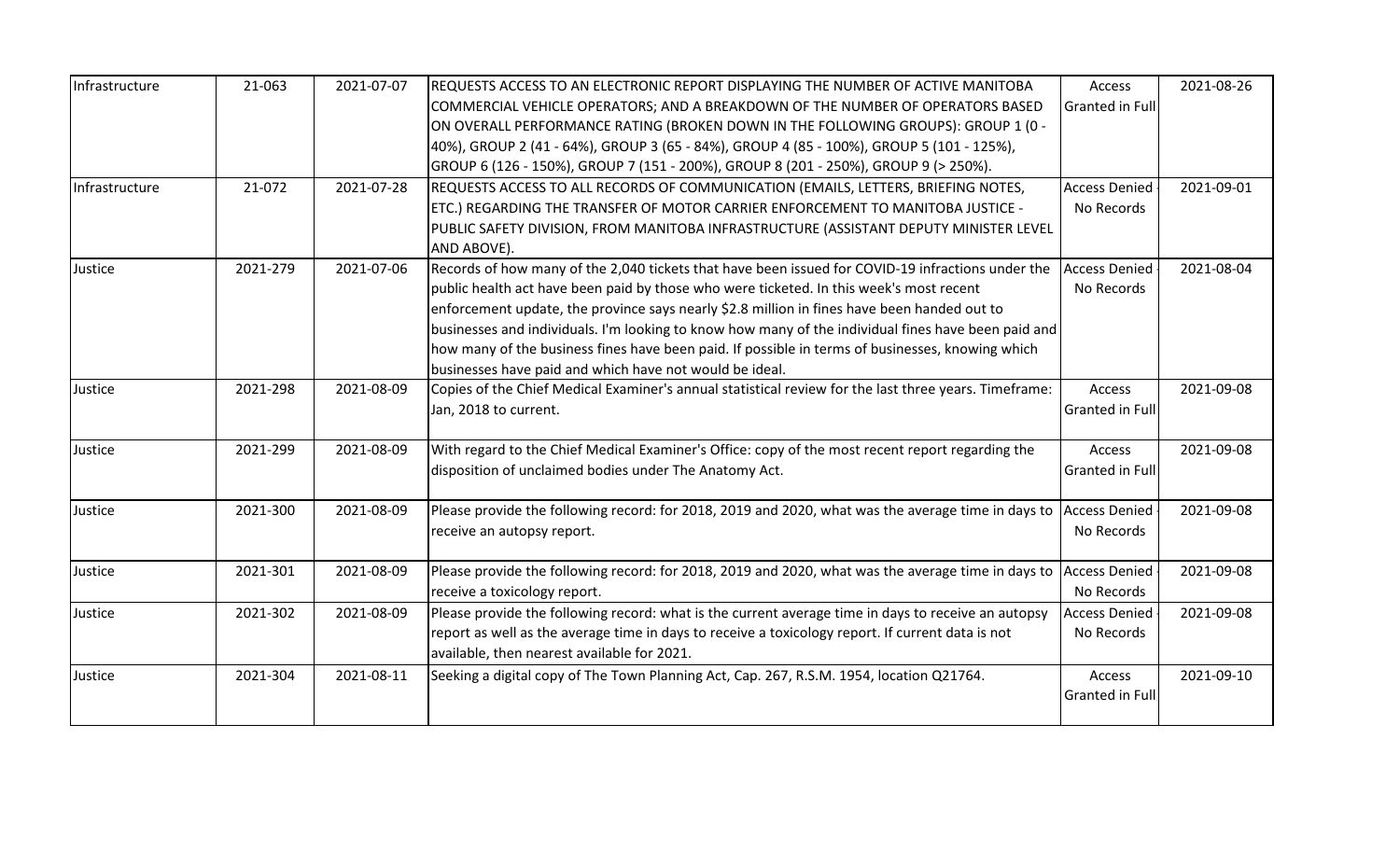| Infrastructure | 21-063 | 2021-07-07 | REQUESTS ACCESS TO AN ELECTRONIC REPORT DISPLAYING THE NUMBER OF ACTIVE MANITOBA COMMERCIAL VEHICLE OPERATORS; AND A BREAKDOWN OF THE NUMBER OF OPERATORS BASED ON OVERALL PERFORMANCE RATING (BROKEN DOWN IN THE FOLLOWING GROUPS): GROUP 1 (0 - 40%), GROUP 2 (41 - 64%), GROUP 3 (65 - 84%), GROUP 4 (85 - 100%), GROUP 5 (101 - 125%), GROUP 6 (126 - 150%), GROUP 7 (151 - 200%), GROUP 8 (201 - 250%), GROUP 9 (> 250%). | Access Granted in Full | 2021-08-26 |
|---|---|---|---|---|---|
| Infrastructure | 21-072 | 2021-07-28 | REQUESTS ACCESS TO ALL RECORDS OF COMMUNICATION (EMAILS, LETTERS, BRIEFING NOTES, ETC.) REGARDING THE TRANSFER OF MOTOR CARRIER ENFORCEMENT TO MANITOBA JUSTICE - PUBLIC SAFETY DIVISION, FROM MANITOBA INFRASTRUCTURE (ASSISTANT DEPUTY MINISTER LEVEL AND ABOVE). | Access Denied - No Records | 2021-09-01 |
| Justice | 2021-279 | 2021-07-06 | Records of how many of the 2,040 tickets that have been issued for COVID-19 infractions under the public health act have been paid by those who were ticketed. In this week's most recent enforcement update, the province says nearly $2.8 million in fines have been handed out to businesses and individuals. I'm looking to know how many of the individual fines have been paid and how many of the business fines have been paid. If possible in terms of businesses, knowing which businesses have paid and which have not would be ideal. | Access Denied - No Records | 2021-08-04 |
| Justice | 2021-298 | 2021-08-09 | Copies of the Chief Medical Examiner's annual statistical review for the last three years. Timeframe: Jan, 2018 to current. | Access Granted in Full | 2021-09-08 |
| Justice | 2021-299 | 2021-08-09 | With regard to the Chief Medical Examiner's Office: copy of the most recent report regarding the disposition of unclaimed bodies under The Anatomy Act. | Access Granted in Full | 2021-09-08 |
| Justice | 2021-300 | 2021-08-09 | Please provide the following record: for 2018, 2019 and 2020, what was the average time in days to receive an autopsy report. | Access Denied - No Records | 2021-09-08 |
| Justice | 2021-301 | 2021-08-09 | Please provide the following record: for 2018, 2019 and 2020, what was the average time in days to receive a toxicology report. | Access Denied - No Records | 2021-09-08 |
| Justice | 2021-302 | 2021-08-09 | Please provide the following record: what is the current average time in days to receive an autopsy report as well as the average time in days to receive a toxicology report. If current data is not available, then nearest available for 2021. | Access Denied - No Records | 2021-09-08 |
| Justice | 2021-304 | 2021-08-11 | Seeking a digital copy of The Town Planning Act, Cap. 267, R.S.M. 1954, location Q21764. | Access Granted in Full | 2021-09-10 |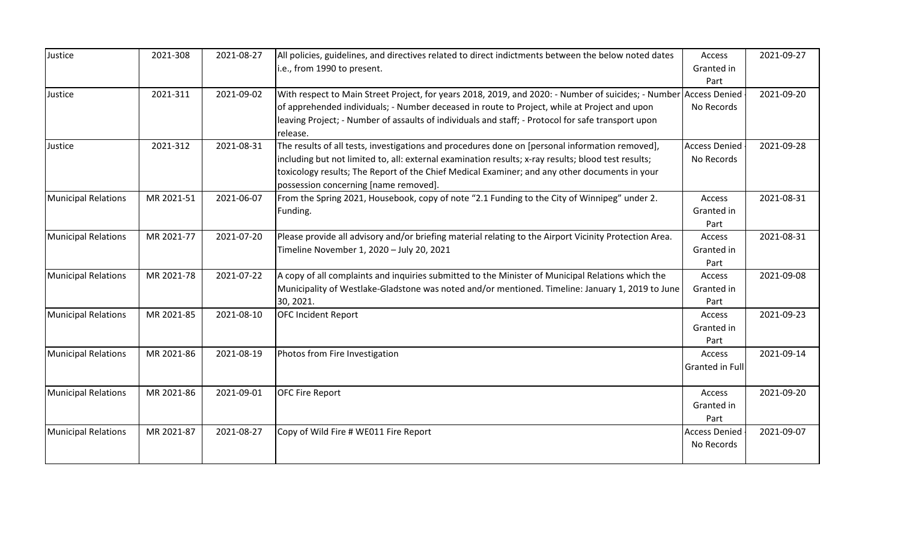| Justice | 2021-308 | 2021-08-27 | All policies, guidelines, and directives related to direct indictments between the below noted dates i.e., from 1990 to present. | Access Granted in Part | 2021-09-27 |
|---|---|---|---|---|---|
| Justice | 2021-311 | 2021-09-02 | With respect to Main Street Project, for years 2018, 2019, and 2020: - Number of suicides; - Number of apprehended individuals; - Number deceased in route to Project, while at Project and upon leaving Project; - Number of assaults of individuals and staff; - Protocol for safe transport upon release. | Access Denied - No Records | 2021-09-20 |
| Justice | 2021-312 | 2021-08-31 | The results of all tests, investigations and procedures done on [personal information removed], including but not limited to, all: external examination results; x-ray results; blood test results; toxicology results; The Report of the Chief Medical Examiner; and any other documents in your possession concerning [name removed]. | Access Denied - No Records | 2021-09-28 |
| Municipal Relations | MR 2021-51 | 2021-06-07 | From the Spring 2021, Housebook, copy of note "2.1 Funding to the City of Winnipeg" under 2. Funding. | Access Granted in Part | 2021-08-31 |
| Municipal Relations | MR 2021-77 | 2021-07-20 | Please provide all advisory and/or briefing material relating to the Airport Vicinity Protection Area. Timeline November 1, 2020 – July 20, 2021 | Access Granted in Part | 2021-08-31 |
| Municipal Relations | MR 2021-78 | 2021-07-22 | A copy of all complaints and inquiries submitted to the Minister of Municipal Relations which the Municipality of Westlake-Gladstone was noted and/or mentioned. Timeline: January 1, 2019 to June 30, 2021. | Access Granted in Part | 2021-09-08 |
| Municipal Relations | MR 2021-85 | 2021-08-10 | OFC Incident Report | Access Granted in Part | 2021-09-23 |
| Municipal Relations | MR 2021-86 | 2021-08-19 | Photos from Fire Investigation | Access Granted in Full | 2021-09-14 |
| Municipal Relations | MR 2021-86 | 2021-09-01 | OFC Fire Report | Access Granted in Part | 2021-09-20 |
| Municipal Relations | MR 2021-87 | 2021-08-27 | Copy of Wild Fire # WE011 Fire Report | Access Denied - No Records | 2021-09-07 |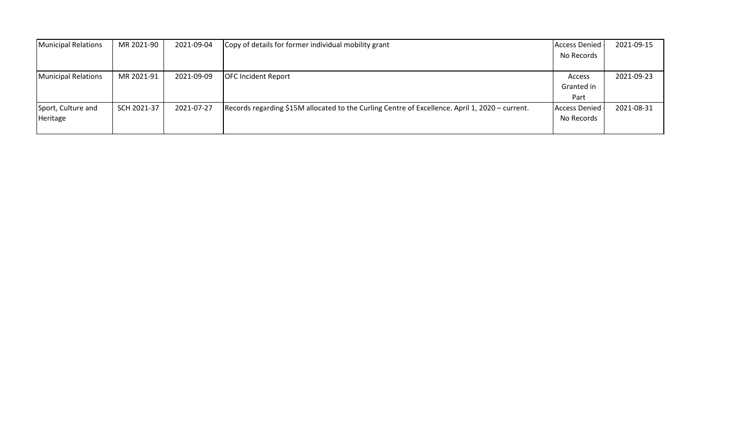| | | | | | |
|---|---|---|---|---|---|
| Municipal Relations | MR 2021-90 | 2021-09-04 | Copy of details for former individual mobility grant | Access Denied - No Records | 2021-09-15 |
| Municipal Relations | MR 2021-91 | 2021-09-09 | OFC Incident Report | Access Granted in Part | 2021-09-23 |
| Sport, Culture and Heritage | SCH 2021-37 | 2021-07-27 | Records regarding $15M allocated to the Curling Centre of Excellence. April 1, 2020 – current. | Access Denied - No Records | 2021-08-31 |